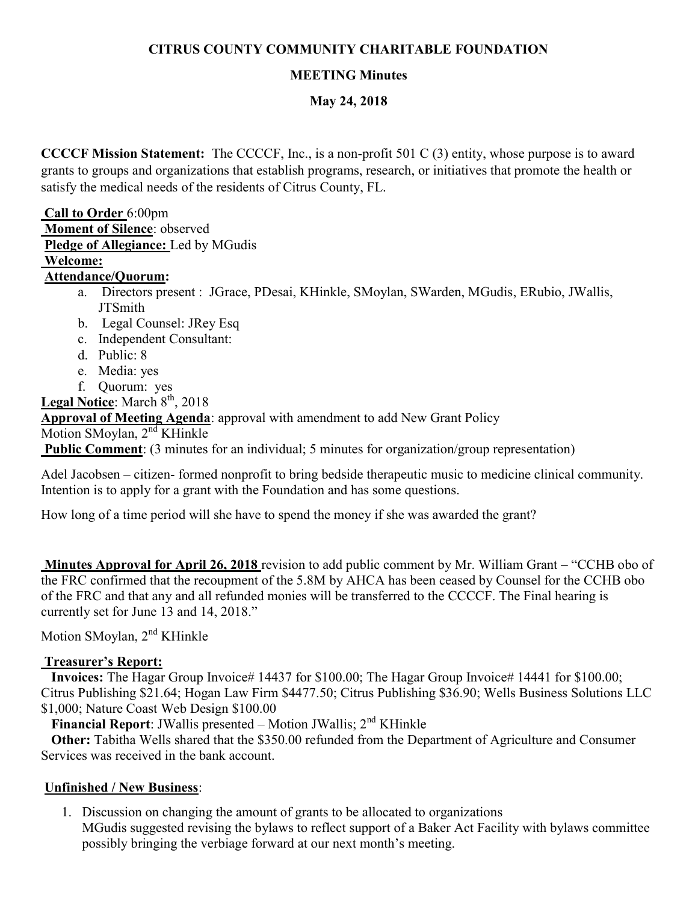**CITRUS COUNTY COMMUNITY CHARITABLE FOUNDATION**

**MEETING Minutes**

**May 24, 2018**

**CCCCF Mission Statement:** The CCCCF, Inc., is a non-profit 501 C (3) entity, whose purpose is to award grants to groups and organizations that establish programs, research, or initiatives that promote the health or satisfy the medical needs of the residents of Citrus County, FL.

**Call to Order** 6:00pm
**Moment of Silence**: observed
**Pledge of Allegiance:** Led by MGudis
**Welcome:**
**Attendance/Quorum:**

a. Directors present : JGrace, PDesai, KHinkle, SMoylan, SWarden, MGudis, ERubio, JWallis, JTSmith
b. Legal Counsel: JRey Esq
c. Independent Consultant:
d. Public: 8
e. Media: yes
f. Quorum: yes

**Legal Notice**: March 8th, 2018
**Approval of Meeting Agenda**: approval with amendment to add New Grant Policy
Motion SMoylan, 2nd KHinkle
**Public Comment**: (3 minutes for an individual; 5 minutes for organization/group representation)

Adel Jacobsen – citizen- formed nonprofit to bring bedside therapeutic music to medicine clinical community. Intention is to apply for a grant with the Foundation and has some questions.

How long of a time period will she have to spend the money if she was awarded the grant?

**Minutes Approval for April 26, 2018** revision to add public comment by Mr. William Grant – "CCHB obo of the FRC confirmed that the recoupment of the 5.8M by AHCA has been ceased by Counsel for the CCHB obo of the FRC and that any and all refunded monies will be transferred to the CCCCF. The Final hearing is currently set for June 13 and 14, 2018."

Motion SMoylan, 2nd KHinkle

**Treasurer's Report:**

**Invoices:** The Hagar Group Invoice# 14437 for $100.00; The Hagar Group Invoice# 14441 for $100.00; Citrus Publishing $21.64; Hogan Law Firm $4477.50; Citrus Publishing $36.90; Wells Business Solutions LLC $1,000; Nature Coast Web Design $100.00

**Financial Report**: JWallis presented – Motion JWallis; 2nd KHinkle

**Other:** Tabitha Wells shared that the $350.00 refunded from the Department of Agriculture and Consumer Services was received in the bank account.

**Unfinished / New Business**:

1. Discussion on changing the amount of grants to be allocated to organizations
   MGudis suggested revising the bylaws to reflect support of a Baker Act Facility with bylaws committee possibly bringing the verbiage forward at our next month's meeting.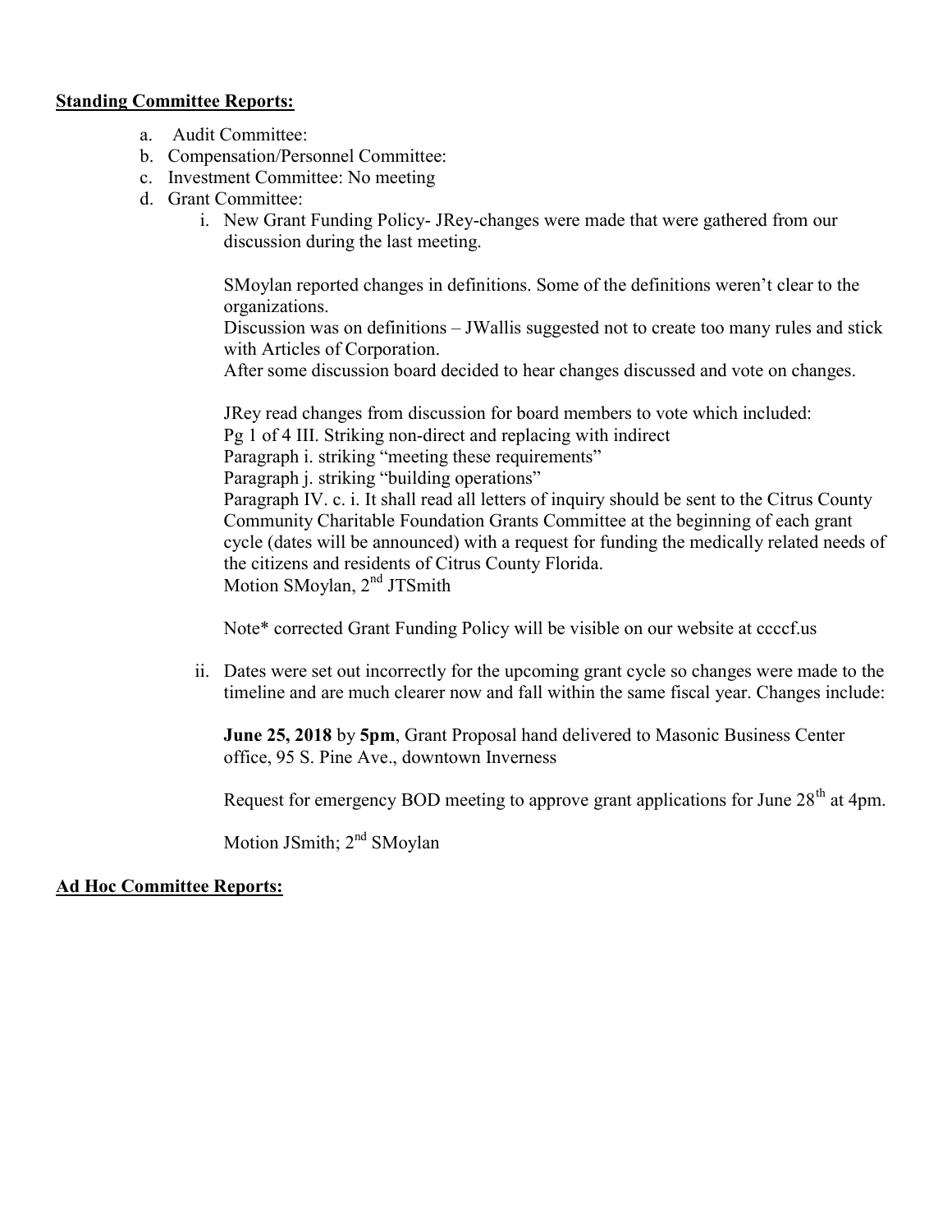**Standing Committee Reports:**

a. Audit Committee:
b. Compensation/Personnel Committee:
c. Investment Committee: No meeting
d. Grant Committee:
   i. New Grant Funding Policy- JRey-changes were made that were gathered from our discussion during the last meeting.

      SMoylan reported changes in definitions. Some of the definitions weren't clear to the organizations.
      Discussion was on definitions – JWallis suggested not to create too many rules and stick with Articles of Corporation.
      After some discussion board decided to hear changes discussed and vote on changes.

      JRey read changes from discussion for board members to vote which included:
      Pg 1 of 4 III. Striking non-direct and replacing with indirect
      Paragraph i. striking "meeting these requirements"
      Paragraph j. striking "building operations"
      Paragraph IV. c. i. It shall read all letters of inquiry should be sent to the Citrus County Community Charitable Foundation Grants Committee at the beginning of each grant cycle (dates will be announced) with a request for funding the medically related needs of the citizens and residents of Citrus County Florida.
      Motion SMoylan, 2nd JTSmith

      Note* corrected Grant Funding Policy will be visible on our website at ccccf.us

   ii. Dates were set out incorrectly for the upcoming grant cycle so changes were made to the timeline and are much clearer now and fall within the same fiscal year. Changes include:

      **June 25, 2018** by **5pm**, Grant Proposal hand delivered to Masonic Business Center office, 95 S. Pine Ave., downtown Inverness

      Request for emergency BOD meeting to approve grant applications for June 28th at 4pm.

      Motion JSmith; 2nd SMoylan

**Ad Hoc Committee Reports:**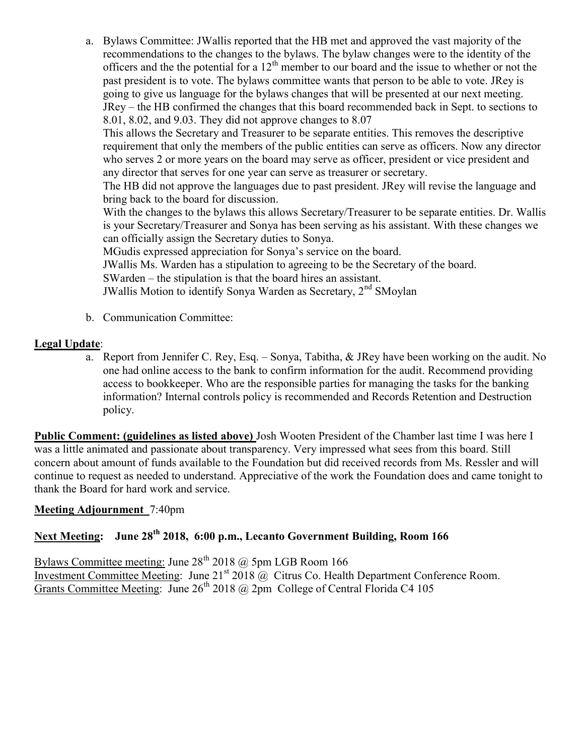a. Bylaws Committee: JWallis reported that the HB met and approved the vast majority of the recommendations to the changes to the bylaws. The bylaw changes were to the identity of the officers and the the potential for a 12th member to our board and the issue to whether or not the past president is to vote. The bylaws committee wants that person to be able to vote. JRey is going to give us language for the bylaws changes that will be presented at our next meeting.
   JRey – the HB confirmed the changes that this board recommended back in Sept. to sections to 8.01, 8.02, and 9.03. They did not approve changes to 8.07
   This allows the Secretary and Treasurer to be separate entities. This removes the descriptive requirement that only the members of the public entities can serve as officers. Now any director who serves 2 or more years on the board may serve as officer, president or vice president and any director that serves for one year can serve as treasurer or secretary.
   The HB did not approve the languages due to past president. JRey will revise the language and bring back to the board for discussion.
   With the changes to the bylaws this allows Secretary/Treasurer to be separate entities. Dr. Wallis is your Secretary/Treasurer and Sonya has been serving as his assistant. With these changes we can officially assign the Secretary duties to Sonya.
   MGudis expressed appreciation for Sonya's service on the board.
   JWallis Ms. Warden has a stipulation to agreeing to be the Secretary of the board.
   SWarden – the stipulation is that the board hires an assistant.
   JWallis Motion to identify Sonya Warden as Secretary, 2nd SMoylan

b. Communication Committee:

**Legal Update**:

a. Report from Jennifer C. Rey, Esq. – Sonya, Tabitha, & JRey have been working on the audit. No one had online access to the bank to confirm information for the audit. Recommend providing access to bookkeeper. Who are the responsible parties for managing the tasks for the banking information? Internal controls policy is recommended and Records Retention and Destruction policy.

**Public Comment: (guidelines as listed above)** Josh Wooten President of the Chamber last time I was here I was a little animated and passionate about transparency. Very impressed what sees from this board. Still concern about amount of funds available to the Foundation but did received records from Ms. Ressler and will continue to request as needed to understand. Appreciative of the work the Foundation does and came tonight to thank the Board for hard work and service.

**Meeting Adjournment** 7:40pm

**Next Meeting: June 28th 2018, 6:00 p.m., Lecanto Government Building, Room 166**

Bylaws Committee meeting: June 28th 2018 @ 5pm LGB Room 166
Investment Committee Meeting: June 21st 2018 @ Citrus Co. Health Department Conference Room.
Grants Committee Meeting: June 26th 2018 @ 2pm College of Central Florida C4 105